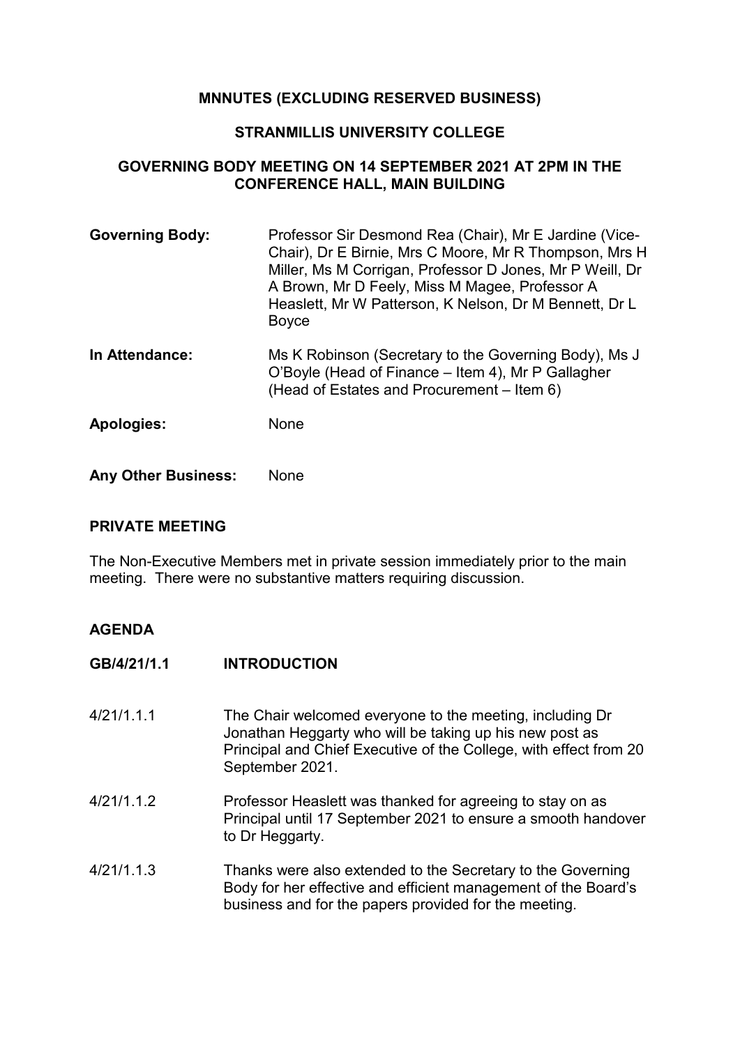# MNNUTES (EXCLUDING RESERVED BUSINESS)

## STRANMILLIS UNIVERSITY COLLEGE

## GOVERNING BODY MEETING ON 14 SEPTEMBER 2021 AT 2PM IN THE CONFERENCE HALL, MAIN BUILDING

**Governing Body:** Professor Sir Desmond Rea (Chair), Mr E Jardine (Vice-Chair), Dr E Birnie, Mrs C Moore, Mr R Thompson, Mrs H Miller, Ms M Corrigan, Professor D Jones, Mr P Weill, Dr A Brown, Mr D Feely, Miss M Magee, Professor A Heaslett, Mr W Patterson, K Nelson, Dr M Bennett, Dr L Boyce

**In Attendance:** Ms K Robinson (Secretary to the Governing Body), Ms J O'Boyle (Head of Finance – Item 4), Mr P Gallagher (Head of Estates and Procurement – Item 6)

**Apologies:** None

**Any Other Business:** None

## PRIVATE MEETING

The Non-Executive Members met in private session immediately prior to the main meeting. There were no substantive matters requiring discussion.

## AGENDA

### GB/4/21/1.1 INTRODUCTION

4/21/1.1.1 The Chair welcomed everyone to the meeting, including Dr Jonathan Heggarty who will be taking up his new post as Principal and Chief Executive of the College, with effect from 20 September 2021.

4/21/1.1.2 Professor Heaslett was thanked for agreeing to stay on as Principal until 17 September 2021 to ensure a smooth handover to Dr Heggarty.

4/21/1.1.3 Thanks were also extended to the Secretary to the Governing Body for her effective and efficient management of the Board's business and for the papers provided for the meeting.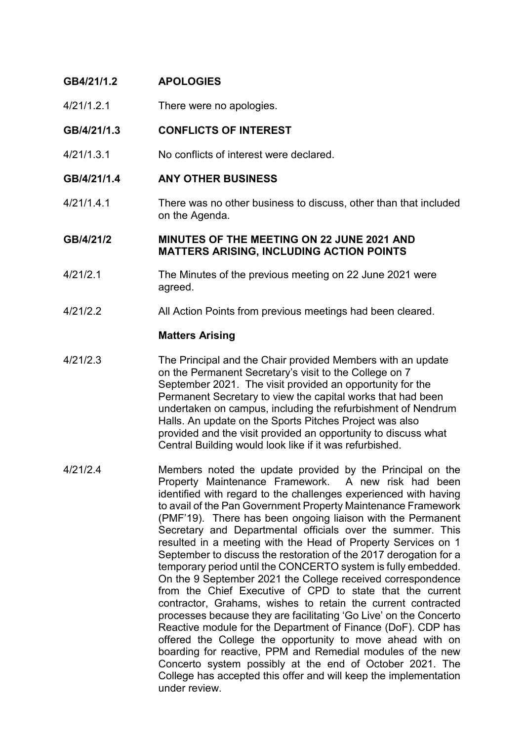**GB4/21/1.2 APOLOGIES**

4/21/1.2.1 There were no apologies.

**GB/4/21/1.3 CONFLICTS OF INTEREST**

4/21/1.3.1 No conflicts of interest were declared.

**GB/4/21/1.4 ANY OTHER BUSINESS**

4/21/1.4.1 There was no other business to discuss, other than that included on the Agenda.

**GB/4/21/2 MINUTES OF THE MEETING ON 22 JUNE 2021 AND MATTERS ARISING, INCLUDING ACTION POINTS**

4/21/2.1 The Minutes of the previous meeting on 22 June 2021 were agreed.

4/21/2.2 All Action Points from previous meetings had been cleared.

**Matters Arising**

4/21/2.3 The Principal and the Chair provided Members with an update on the Permanent Secretary's visit to the College on 7 September 2021. The visit provided an opportunity for the Permanent Secretary to view the capital works that had been undertaken on campus, including the refurbishment of Nendrum Halls. An update on the Sports Pitches Project was also provided and the visit provided an opportunity to discuss what Central Building would look like if it was refurbished.

4/21/2.4 Members noted the update provided by the Principal on the Property Maintenance Framework. A new risk had been identified with regard to the challenges experienced with having to avail of the Pan Government Property Maintenance Framework (PMF'19). There has been ongoing liaison with the Permanent Secretary and Departmental officials over the summer. This resulted in a meeting with the Head of Property Services on 1 September to discuss the restoration of the 2017 derogation for a temporary period until the CONCERTO system is fully embedded. On the 9 September 2021 the College received correspondence from the Chief Executive of CPD to state that the current contractor, Grahams, wishes to retain the current contracted processes because they are facilitating 'Go Live' on the Concerto Reactive module for the Department of Finance (DoF). CDP has offered the College the opportunity to move ahead with on boarding for reactive, PPM and Remedial modules of the new Concerto system possibly at the end of October 2021. The College has accepted this offer and will keep the implementation under review.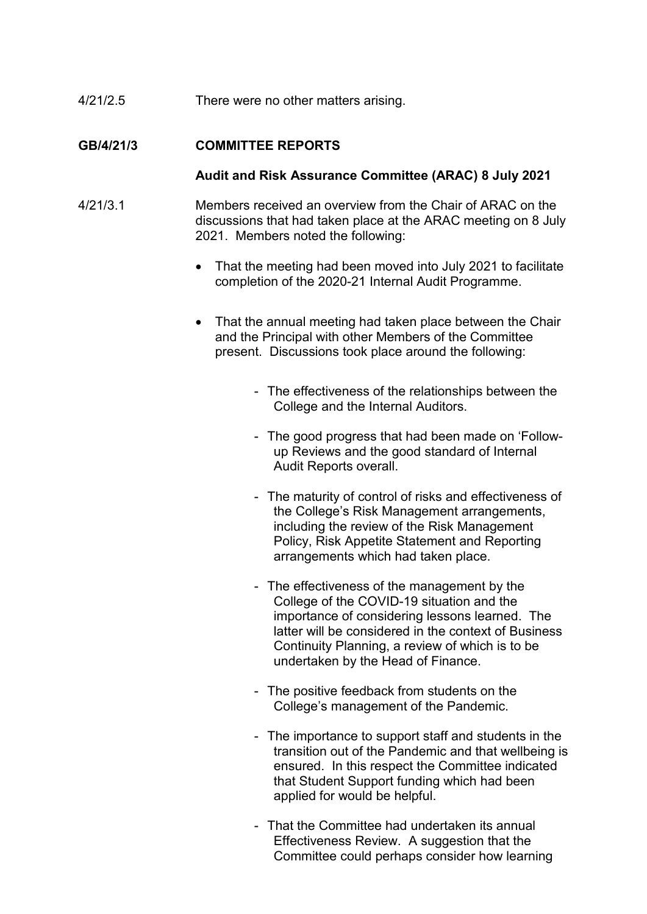4/21/2.5 There were no other matters arising.

**GB/4/21/3 COMMITTEE REPORTS**

**Audit and Risk Assurance Committee (ARAC) 8 July 2021**

4/21/3.1 Members received an overview from the Chair of ARAC on the discussions that had taken place at the ARAC meeting on 8 July 2021. Members noted the following:

- That the meeting had been moved into July 2021 to facilitate completion of the 2020-21 Internal Audit Programme.

- That the annual meeting had taken place between the Chair and the Principal with other Members of the Committee present. Discussions took place around the following:

  - The effectiveness of the relationships between the College and the Internal Auditors.

  - The good progress that had been made on 'Follow-up Reviews and the good standard of Internal Audit Reports overall.

  - The maturity of control of risks and effectiveness of the College's Risk Management arrangements, including the review of the Risk Management Policy, Risk Appetite Statement and Reporting arrangements which had taken place.

  - The effectiveness of the management by the College of the COVID-19 situation and the importance of considering lessons learned. The latter will be considered in the context of Business Continuity Planning, a review of which is to be undertaken by the Head of Finance.

  - The positive feedback from students on the College's management of the Pandemic.

  - The importance to support staff and students in the transition out of the Pandemic and that wellbeing is ensured. In this respect the Committee indicated that Student Support funding which had been applied for would be helpful.

  - That the Committee had undertaken its annual Effectiveness Review. A suggestion that the Committee could perhaps consider how learning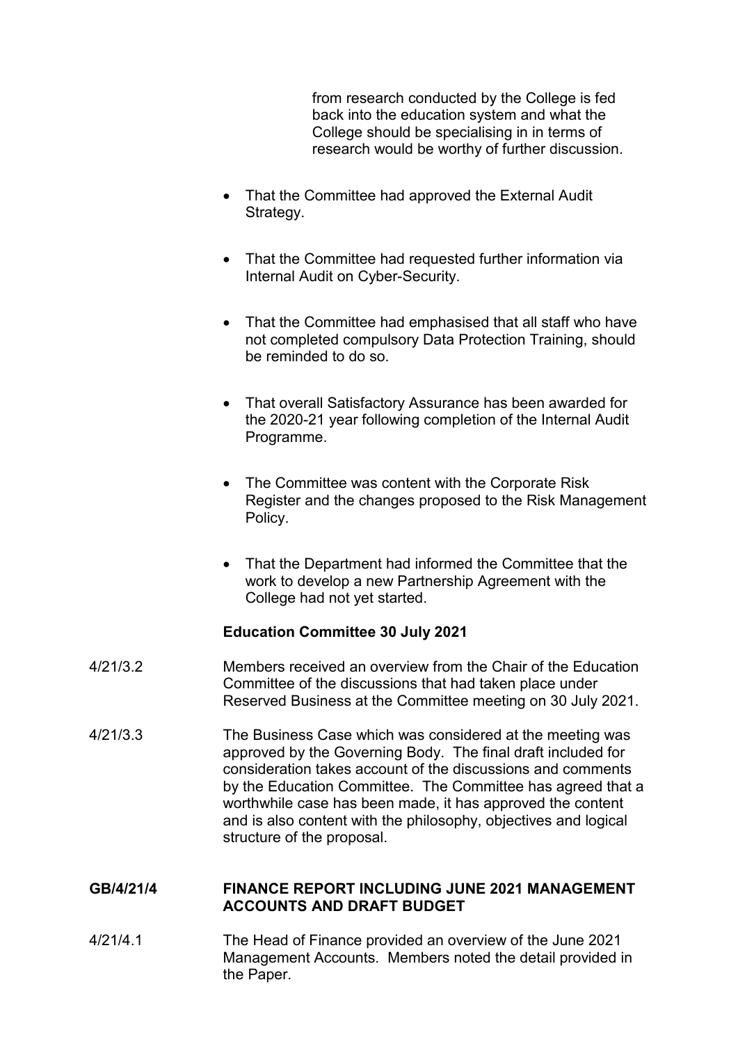from research conducted by the College is fed back into the education system and what the College should be specialising in in terms of research would be worthy of further discussion.

- That the Committee had approved the External Audit Strategy.
- That the Committee had requested further information via Internal Audit on Cyber-Security.
- That the Committee had emphasised that all staff who have not completed compulsory Data Protection Training, should be reminded to do so.
- That overall Satisfactory Assurance has been awarded for the 2020-21 year following completion of the Internal Audit Programme.
- The Committee was content with the Corporate Risk Register and the changes proposed to the Risk Management Policy.
- That the Department had informed the Committee that the work to develop a new Partnership Agreement with the College had not yet started.

**Education Committee 30 July 2021**

4/21/3.2 Members received an overview from the Chair of the Education Committee of the discussions that had taken place under Reserved Business at the Committee meeting on 30 July 2021.

4/21/3.3 The Business Case which was considered at the meeting was approved by the Governing Body. The final draft included for consideration takes account of the discussions and comments by the Education Committee. The Committee has agreed that a worthwhile case has been made, it has approved the content and is also content with the philosophy, objectives and logical structure of the proposal.

## GB/4/21/4 FINANCE REPORT INCLUDING JUNE 2021 MANAGEMENT ACCOUNTS AND DRAFT BUDGET

4/21/4.1 The Head of Finance provided an overview of the June 2021 Management Accounts. Members noted the detail provided in the Paper.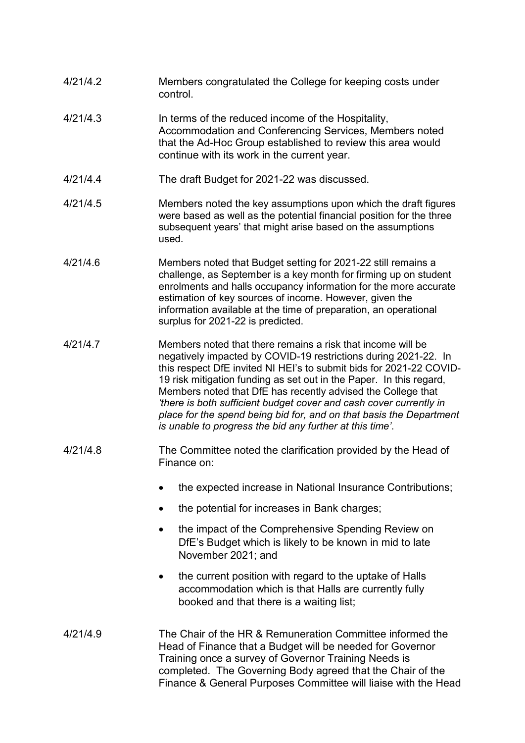4/21/4.2 Members congratulated the College for keeping costs under control.

4/21/4.3 In terms of the reduced income of the Hospitality, Accommodation and Conferencing Services, Members noted that the Ad-Hoc Group established to review this area would continue with its work in the current year.

4/21/4.4 The draft Budget for 2021-22 was discussed.

4/21/4.5 Members noted the key assumptions upon which the draft figures were based as well as the potential financial position for the three subsequent years' that might arise based on the assumptions used.

4/21/4.6 Members noted that Budget setting for 2021-22 still remains a challenge, as September is a key month for firming up on student enrolments and halls occupancy information for the more accurate estimation of key sources of income. However, given the information available at the time of preparation, an operational surplus for 2021-22 is predicted.

4/21/4.7 Members noted that there remains a risk that income will be negatively impacted by COVID-19 restrictions during 2021-22. In this respect DfE invited NI HEI's to submit bids for 2021-22 COVID-19 risk mitigation funding as set out in the Paper. In this regard, Members noted that DfE has recently advised the College that *'there is both sufficient budget cover and cash cover currently in place for the spend being bid for, and on that basis the Department is unable to progress the bid any further at this time'*.

4/21/4.8 The Committee noted the clarification provided by the Head of Finance on:

- the expected increase in National Insurance Contributions;
- the potential for increases in Bank charges;
- the impact of the Comprehensive Spending Review on DfE's Budget which is likely to be known in mid to late November 2021; and
- the current position with regard to the uptake of Halls accommodation which is that Halls are currently fully booked and that there is a waiting list;

4/21/4.9 The Chair of the HR & Remuneration Committee informed the Head of Finance that a Budget will be needed for Governor Training once a survey of Governor Training Needs is completed. The Governing Body agreed that the Chair of the Finance & General Purposes Committee will liaise with the Head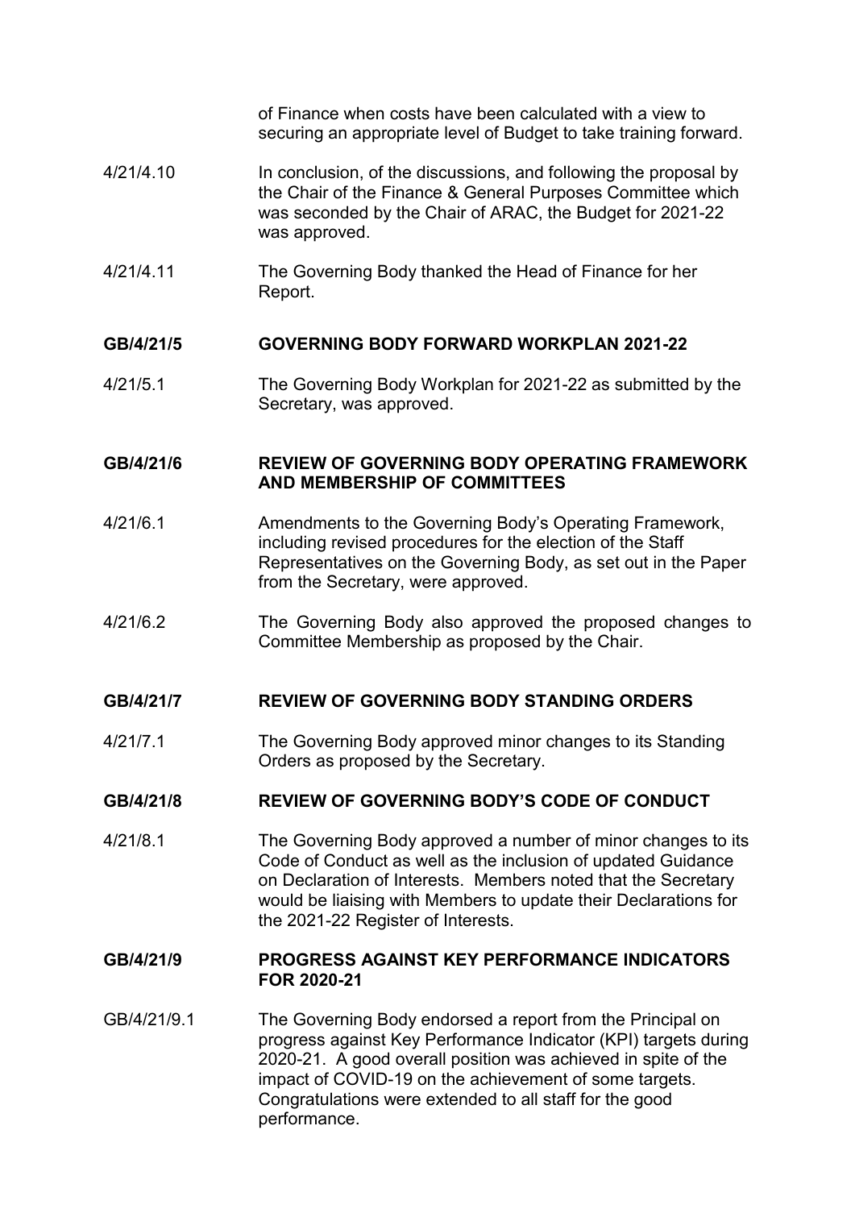of Finance when costs have been calculated with a view to securing an appropriate level of Budget to take training forward.

4/21/4.10 In conclusion, of the discussions, and following the proposal by the Chair of the Finance & General Purposes Committee which was seconded by the Chair of ARAC, the Budget for 2021-22 was approved.

4/21/4.11 The Governing Body thanked the Head of Finance for her Report.

**GB/4/21/5 GOVERNING BODY FORWARD WORKPLAN 2021-22**

4/21/5.1 The Governing Body Workplan for 2021-22 as submitted by the Secretary, was approved.

**GB/4/21/6 REVIEW OF GOVERNING BODY OPERATING FRAMEWORK AND MEMBERSHIP OF COMMITTEES**

4/21/6.1 Amendments to the Governing Body's Operating Framework, including revised procedures for the election of the Staff Representatives on the Governing Body, as set out in the Paper from the Secretary, were approved.

4/21/6.2 The Governing Body also approved the proposed changes to Committee Membership as proposed by the Chair.

**GB/4/21/7 REVIEW OF GOVERNING BODY STANDING ORDERS**

4/21/7.1 The Governing Body approved minor changes to its Standing Orders as proposed by the Secretary.

**GB/4/21/8 REVIEW OF GOVERNING BODY'S CODE OF CONDUCT**

4/21/8.1 The Governing Body approved a number of minor changes to its Code of Conduct as well as the inclusion of updated Guidance on Declaration of Interests. Members noted that the Secretary would be liaising with Members to update their Declarations for the 2021-22 Register of Interests.

**GB/4/21/9 PROGRESS AGAINST KEY PERFORMANCE INDICATORS FOR 2020-21**

GB/4/21/9.1 The Governing Body endorsed a report from the Principal on progress against Key Performance Indicator (KPI) targets during 2020-21. A good overall position was achieved in spite of the impact of COVID-19 on the achievement of some targets. Congratulations were extended to all staff for the good performance.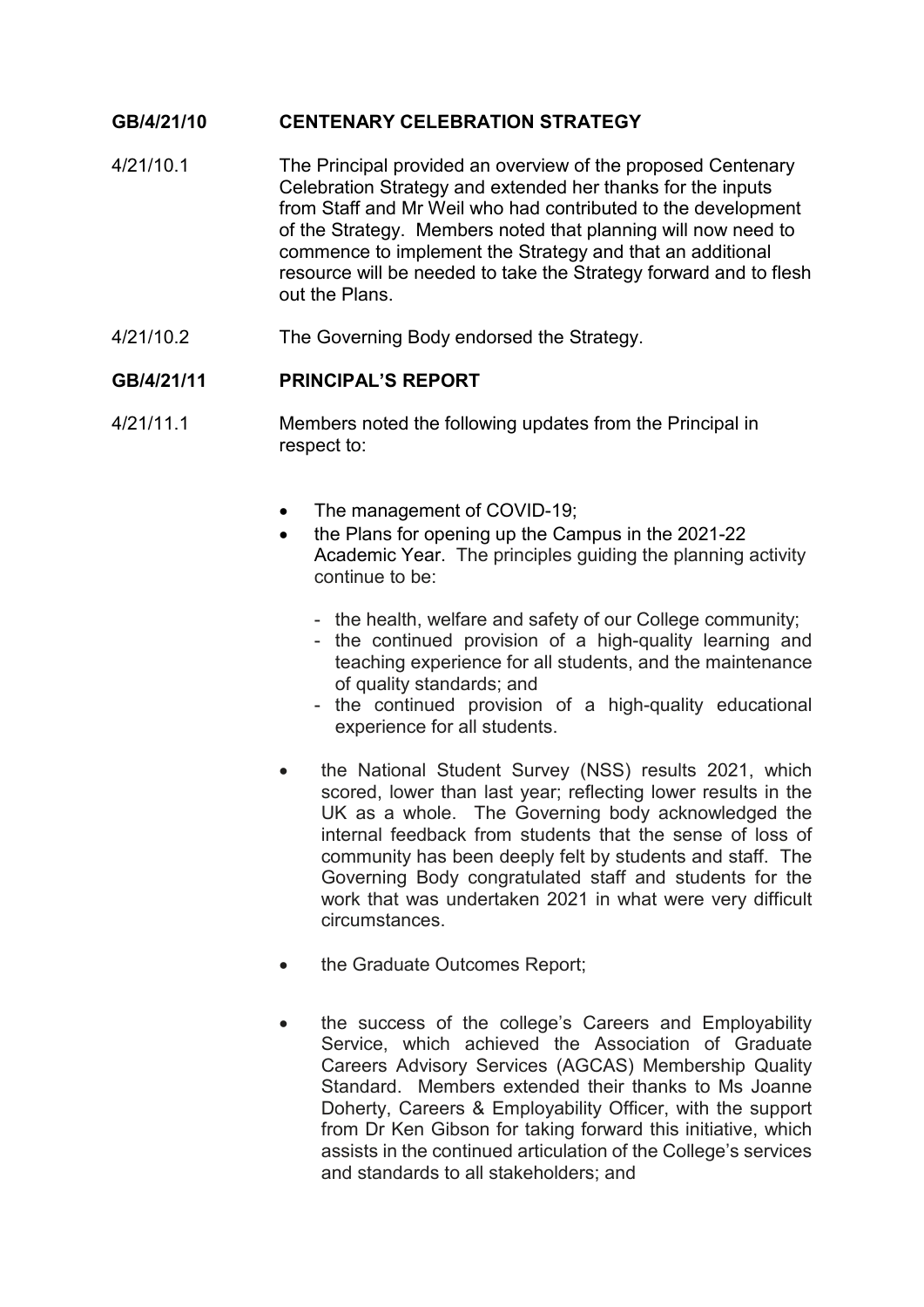**GB/4/21/10 CENTENARY CELEBRATION STRATEGY**

4/21/10.1 The Principal provided an overview of the proposed Centenary Celebration Strategy and extended her thanks for the inputs from Staff and Mr Weil who had contributed to the development of the Strategy. Members noted that planning will now need to commence to implement the Strategy and that an additional resource will be needed to take the Strategy forward and to flesh out the Plans.

4/21/10.2 The Governing Body endorsed the Strategy.

**GB/4/21/11 PRINCIPAL'S REPORT**

4/21/11.1 Members noted the following updates from the Principal in respect to:

- The management of COVID-19;
- the Plans for opening up the Campus in the 2021-22 Academic Year. The principles guiding the planning activity continue to be:
  - the health, welfare and safety of our College community;
  - the continued provision of a high-quality learning and teaching experience for all students, and the maintenance of quality standards; and
  - the continued provision of a high-quality educational experience for all students.
- the National Student Survey (NSS) results 2021, which scored, lower than last year; reflecting lower results in the UK as a whole. The Governing body acknowledged the internal feedback from students that the sense of loss of community has been deeply felt by students and staff. The Governing Body congratulated staff and students for the work that was undertaken 2021 in what were very difficult circumstances.
- the Graduate Outcomes Report;
- the success of the college's Careers and Employability Service, which achieved the Association of Graduate Careers Advisory Services (AGCAS) Membership Quality Standard. Members extended their thanks to Ms Joanne Doherty, Careers & Employability Officer, with the support from Dr Ken Gibson for taking forward this initiative, which assists in the continued articulation of the College's services and standards to all stakeholders; and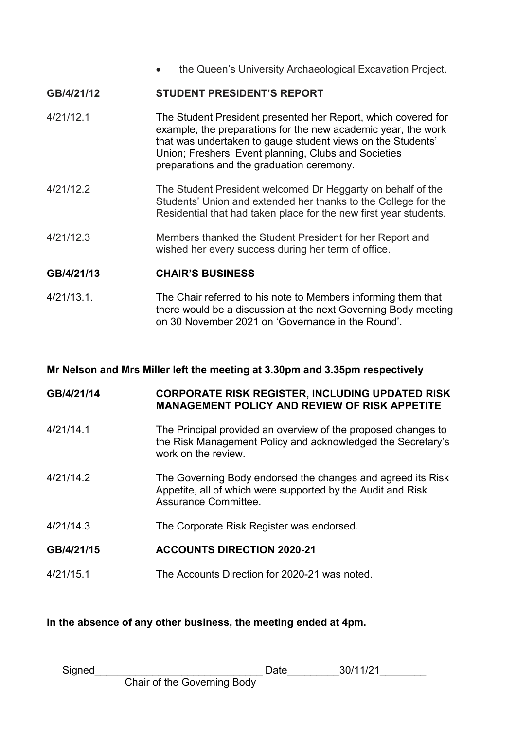- the Queen's University Archaeological Excavation Project.

**GB/4/21/12 STUDENT PRESIDENT'S REPORT**

4/21/12.1 The Student President presented her Report, which covered for example, the preparations for the new academic year, the work that was undertaken to gauge student views on the Students' Union; Freshers' Event planning, Clubs and Societies preparations and the graduation ceremony.

4/21/12.2 The Student President welcomed Dr Heggarty on behalf of the Students' Union and extended her thanks to the College for the Residential that had taken place for the new first year students.

4/21/12.3 Members thanked the Student President for her Report and wished her every success during her term of office.

**GB/4/21/13 CHAIR'S BUSINESS**

4/21/13.1. The Chair referred to his note to Members informing them that there would be a discussion at the next Governing Body meeting on 30 November 2021 on 'Governance in the Round'.

**Mr Nelson and Mrs Miller left the meeting at 3.30pm and 3.35pm respectively**

**GB/4/21/14 CORPORATE RISK REGISTER, INCLUDING UPDATED RISK MANAGEMENT POLICY AND REVIEW OF RISK APPETITE**

4/21/14.1 The Principal provided an overview of the proposed changes to the Risk Management Policy and acknowledged the Secretary's work on the review.

4/21/14.2 The Governing Body endorsed the changes and agreed its Risk Appetite, all of which were supported by the Audit and Risk Assurance Committee.

4/21/14.3 The Corporate Risk Register was endorsed.

**GB/4/21/15 ACCOUNTS DIRECTION 2020-21**

4/21/15.1 The Accounts Direction for 2020-21 was noted.

**In the absence of any other business, the meeting ended at 4pm.**

Signed_____________________________ Date_________30/11/21________

Chair of the Governing Body